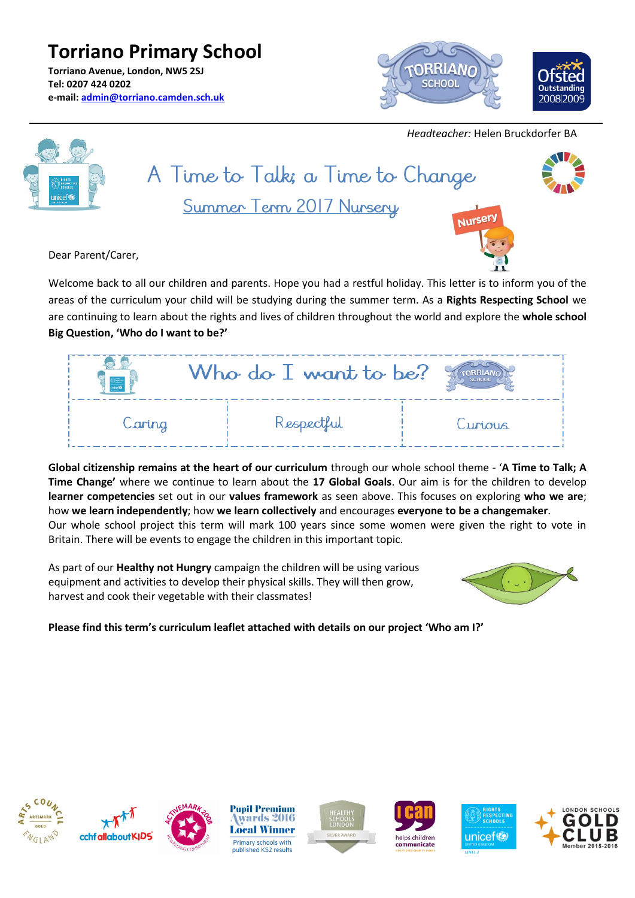# Torriano Primary School

**Torriano Avenue, London, NW5 2SJ**
**Tel: 0207 424 0202**
**e-mail: admin@torriano.camden.sch.uk**

*Headteacher:* Helen Bruckdorfer BA

## A Time to Talk; a Time to Change

### Summer Term 2017 Nursery

Nursery

Dear Parent/Carer,

Welcome back to all our children and parents. Hope you had a restful holiday. This letter is to inform you of the areas of the curriculum your child will be studying during the summer term. As a **Rights Respecting School** we are continuing to learn about the rights and lives of children throughout the world and explore the **whole school Big Question, 'Who do I want to be?'**

| Who do I want to be? | | |
|---|---|---|
| Caring | Respectful | Curious |

**Global citizenship remains at the heart of our curriculum** through our whole school theme - '**A Time to Talk; A Time Change'** where we continue to learn about the **17 Global Goals**. Our aim is for the children to develop **learner competencies** set out in our **values framework** as seen above. This focuses on exploring **who we are**; how **we learn independently**; how **we learn collectively** and encourages **everyone to be a changemaker**.
Our whole school project this term will mark 100 years since some women were given the right to vote in Britain. There will be events to engage the children in this important topic.

As part of our **Healthy not Hungry** campaign the children will be using various equipment and activities to develop their physical skills. They will then grow, harvest and cook their vegetable with their classmates!

**Please find this term's curriculum leaflet attached with details on our project 'Who am I?'**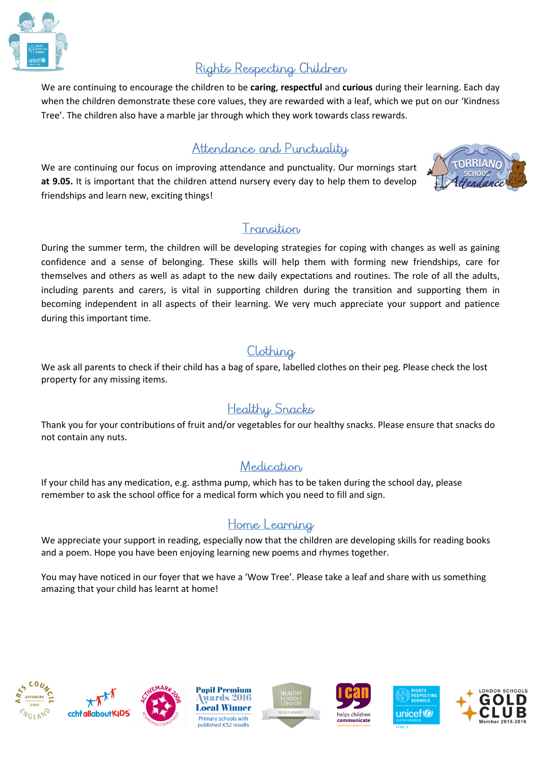## Rights Respecting Children

We are continuing to encourage the children to be **caring**, **respectful** and **curious** during their learning. Each day when the children demonstrate these core values, they are rewarded with a leaf, which we put on our 'Kindness Tree'. The children also have a marble jar through which they work towards class rewards.

## Attendance and Punctuality

We are continuing our focus on improving attendance and punctuality. Our mornings start **at 9.05.** It is important that the children attend nursery every day to help them to develop friendships and learn new, exciting things!

## Transition

During the summer term, the children will be developing strategies for coping with changes as well as gaining confidence and a sense of belonging. These skills will help them with forming new friendships, care for themselves and others as well as adapt to the new daily expectations and routines. The role of all the adults, including parents and carers, is vital in supporting children during the transition and supporting them in becoming independent in all aspects of their learning. We very much appreciate your support and patience during this important time.

## Clothing

We ask all parents to check if their child has a bag of spare, labelled clothes on their peg. Please check the lost property for any missing items.

## Healthy Snacks

Thank you for your contributions of fruit and/or vegetables for our healthy snacks. Please ensure that snacks do not contain any nuts.

## Medication

If your child has any medication, e.g. asthma pump, which has to be taken during the school day, please remember to ask the school office for a medical form which you need to fill and sign.

## Home Learning

We appreciate your support in reading, especially now that the children are developing skills for reading books and a poem. Hope you have been enjoying learning new poems and rhymes together.

You may have noticed in our foyer that we have a 'Wow Tree'. Please take a leaf and share with us something amazing that your child has learnt at home!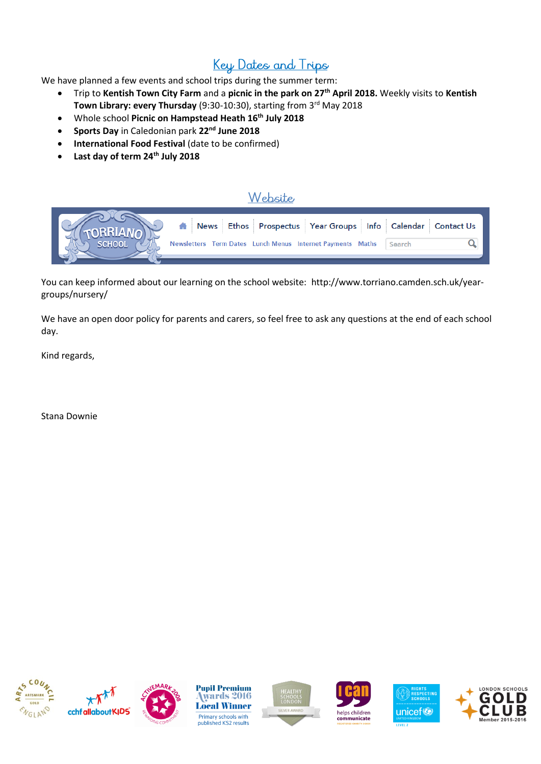## Key Dates and Trips

We have planned a few events and school trips during the summer term:

- Trip to **Kentish Town City Farm** and a **picnic in the park on 27th April 2018.** Weekly visits to **Kentish Town Library: every Thursday** (9:30-10:30), starting from 3rd May 2018
- Whole school **Picnic on Hampstead Heath 16th July 2018**
- **Sports Day** in Caledonian park **22nd June 2018**
- **International Food Festival** (date to be confirmed)
- **Last day of term 24th July 2018**

## Website

You can keep informed about our learning on the school website: http://www.torriano.camden.sch.uk/year-groups/nursery/

We have an open door policy for parents and carers, so feel free to ask any questions at the end of each school day.

Kind regards,

Stana Downie